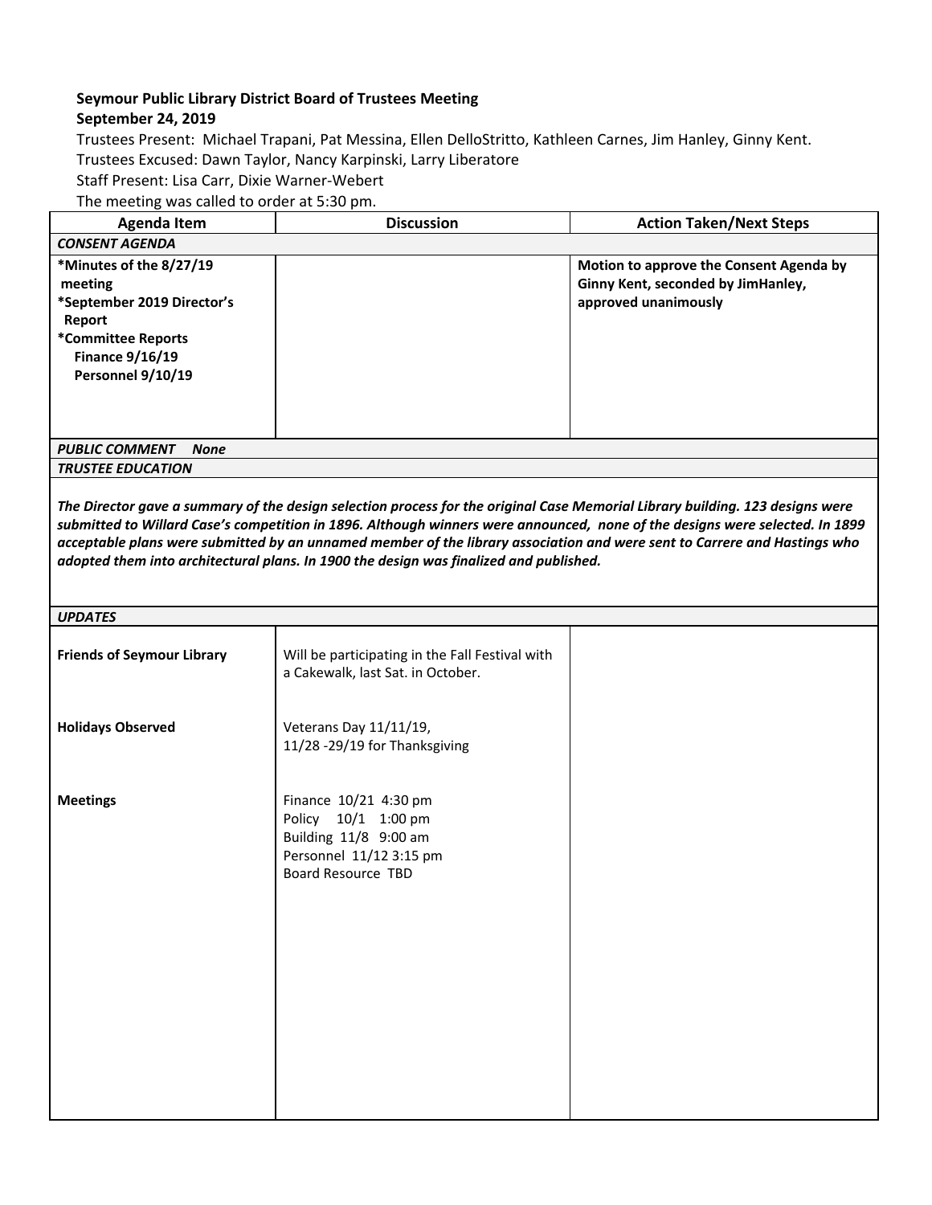**Seymour Public Library District Board of Trustees Meeting**
**September 24, 2019**

Trustees Present: Michael Trapani, Pat Messina, Ellen DelloStritto, Kathleen Carnes, Jim Hanley, Ginny Kent.
Trustees Excused: Dawn Taylor, Nancy Karpinski, Larry Liberatore
Staff Present: Lisa Carr, Dixie Warner-Webert
The meeting was called to order at 5:30 pm.

| Agenda Item | Discussion | Action Taken/Next Steps |
|---|---|---|
| ***CONSENT AGENDA*** | | |
| **\*Minutes of the 8/27/19 meeting**<br>**\*September 2019 Director's Report**<br>**\*Committee Reports**<br>**Finance 9/16/19**<br>**Personnel 9/10/19** | | **Motion to approve the Consent Agenda by Ginny Kent, seconded by JimHanley, approved unanimously** |
| ***PUBLIC COMMENT None*** | | |
| ***TRUSTEE EDUCATION*** | | |
| ***The Director gave a summary of the design selection process for the original Case Memorial Library building. 123 designs were submitted to Willard Case's competition in 1896. Although winners were announced, none of the designs were selected. In 1899 acceptable plans were submitted by an unnamed member of the library association and were sent to Carrere and Hastings who adopted them into architectural plans. In 1900 the design was finalized and published.*** | | |
| ***UPDATES*** | | |
| **Friends of Seymour Library** | Will be participating in the Fall Festival with a Cakewalk, last Sat. in October. | |
| **Holidays Observed** | Veterans Day 11/11/19,<br>11/28 -29/19 for Thanksgiving | |
| **Meetings** | Finance 10/21 4:30 pm<br>Policy 10/1 1:00 pm<br>Building 11/8 9:00 am<br>Personnel 11/12 3:15 pm<br>Board Resource TBD | |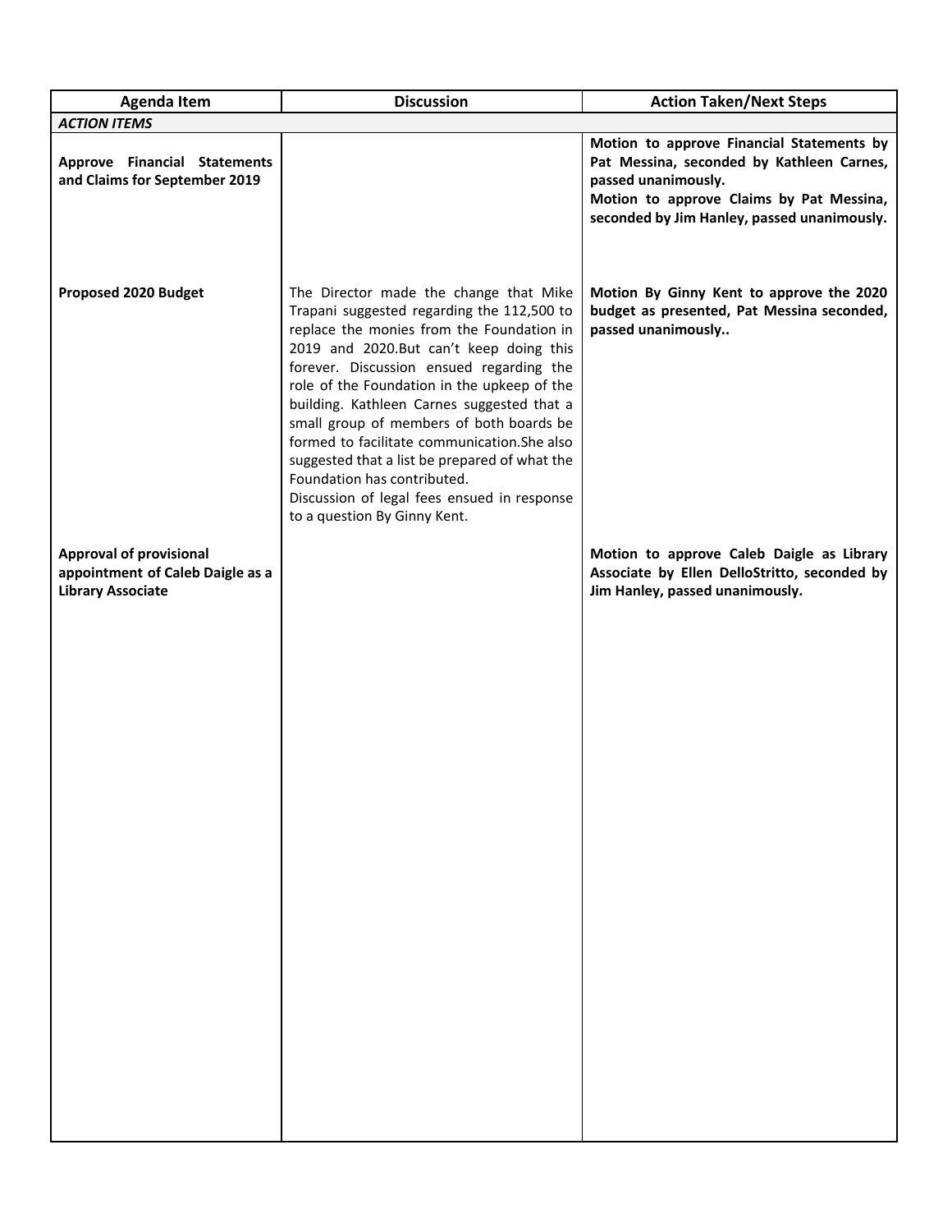| Agenda Item | Discussion | Action Taken/Next Steps |
|---|---|---|
| ***ACTION ITEMS*** | | |
| **Approve Financial Statements and Claims for September 2019** | | **Motion to approve Financial Statements by Pat Messina, seconded by Kathleen Carnes, passed unanimously.** **Motion to approve Claims by Pat Messina, seconded by Jim Hanley, passed unanimously.** |
| **Proposed 2020 Budget** | The Director made the change that Mike Trapani suggested regarding the 112,500 to replace the monies from the Foundation in 2019 and 2020.But can't keep doing this forever. Discussion ensued regarding the role of the Foundation in the upkeep of the building. Kathleen Carnes suggested that a small group of members of both boards be formed to facilitate communication.She also suggested that a list be prepared of what the Foundation has contributed. Discussion of legal fees ensued in response to a question By Ginny Kent. | **Motion By Ginny Kent to approve the 2020 budget as presented, Pat Messina seconded, passed unanimously..** |
| **Approval of provisional appointment of Caleb Daigle as a Library Associate** | | **Motion to approve Caleb Daigle as Library Associate by Ellen DelloStritto, seconded by Jim Hanley, passed unanimously.** |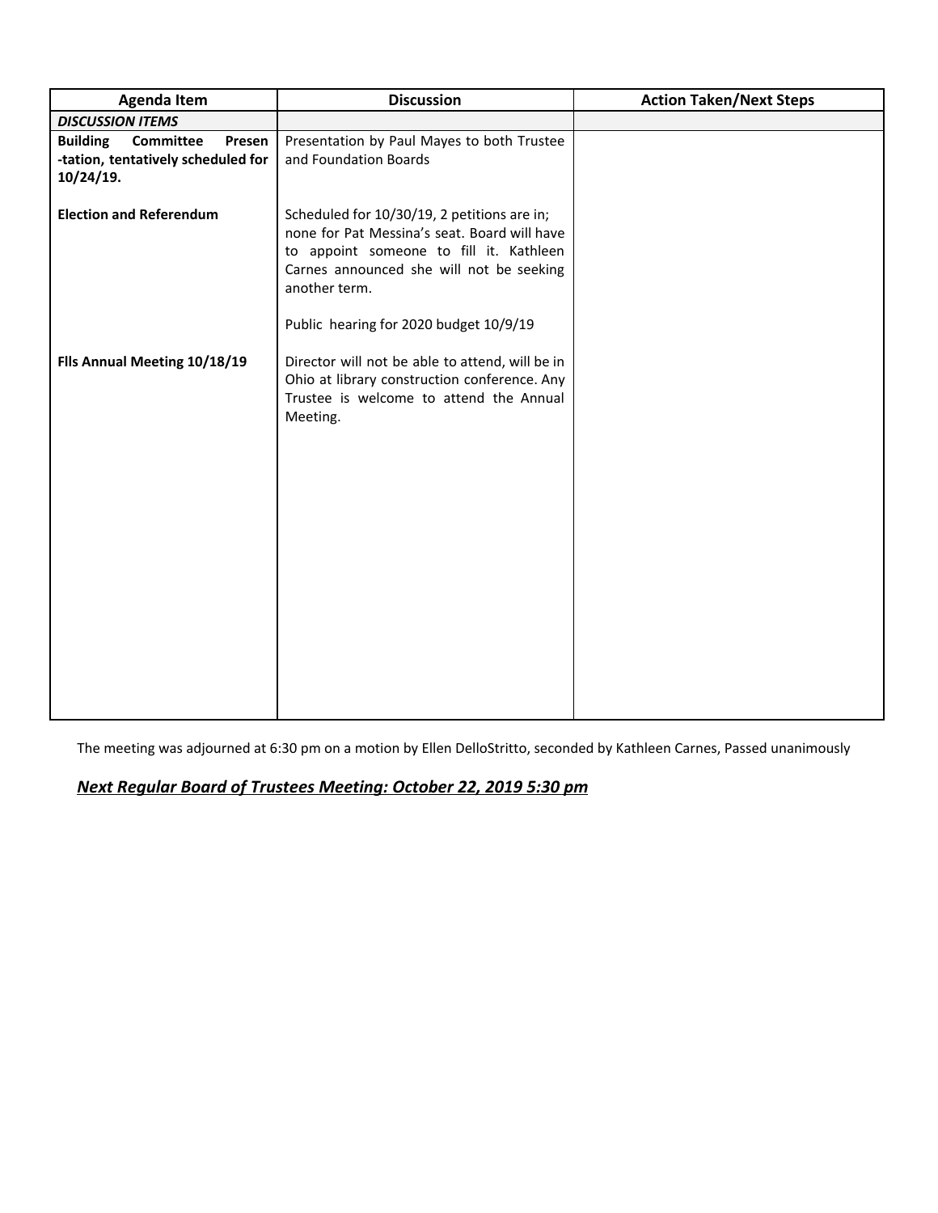| Agenda Item | Discussion | Action Taken/Next Steps |
|---|---|---|
| ***DISCUSSION ITEMS*** | | |
| **Building Committee Presen -tation, tentatively scheduled for 10/24/19.** | Presentation by Paul Mayes to both Trustee and Foundation Boards | |
| **Election and Referendum** | Scheduled for 10/30/19, 2 petitions are in; none for Pat Messina's seat. Board will have to appoint someone to fill it. Kathleen Carnes announced she will not be seeking another term.<br><br>Public hearing for 2020 budget 10/9/19 | |
| **Flls Annual Meeting 10/18/19** | Director will not be able to attend, will be in Ohio at library construction conference. Any Trustee is welcome to attend the Annual Meeting. | |

The meeting was adjourned at 6:30 pm on a motion by Ellen DelloStritto, seconded by Kathleen Carnes, Passed unanimously

***Next Regular Board of Trustees Meeting: October 22, 2019 5:30 pm***